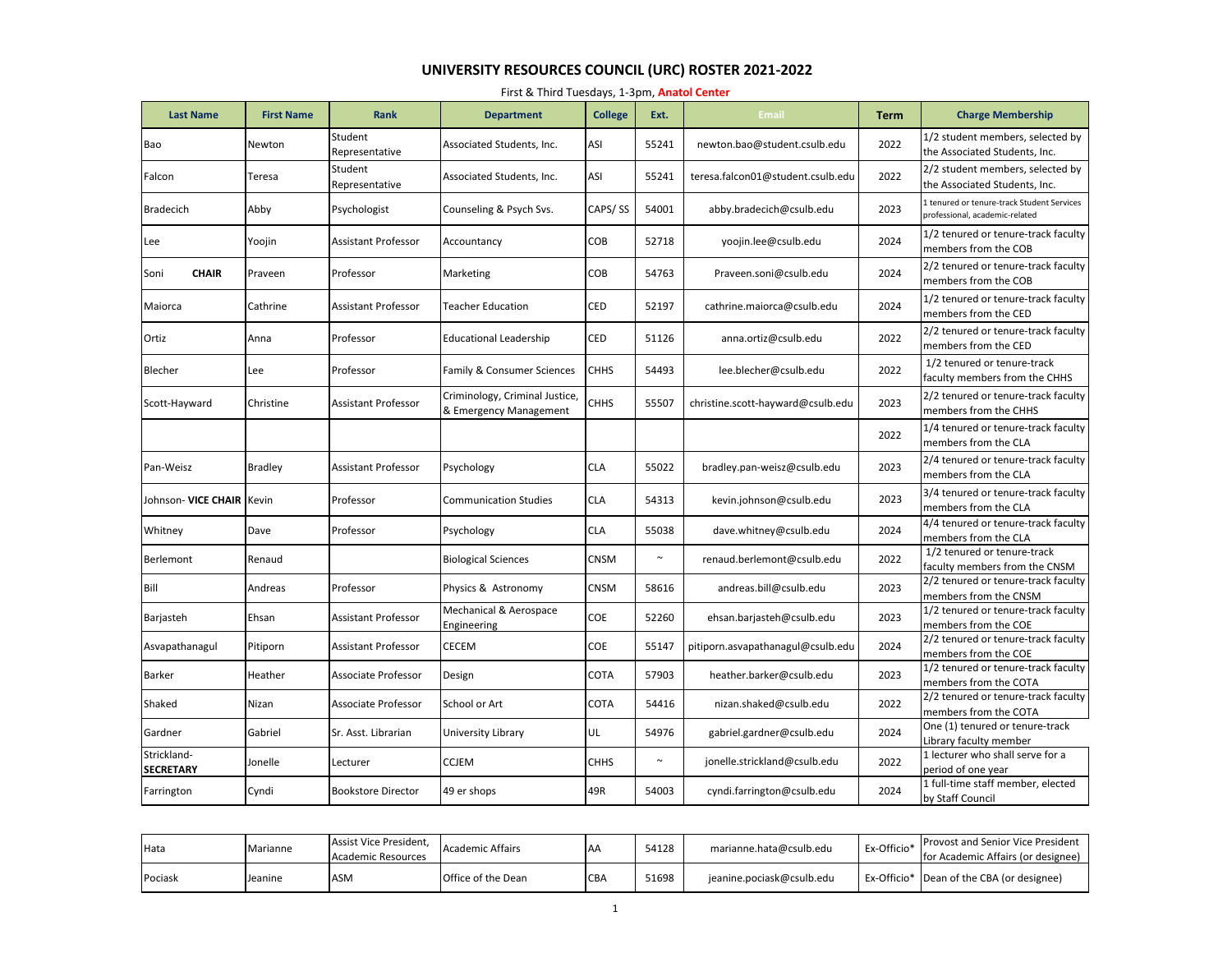# UNIVERSITY RESOURCES COUNCIL (URC) ROSTER 2021-2022

First & Third Tuesdays, 1-3pm, **Anatol Center**

| Last Name | First Name | Rank | Department | College | Ext. | Email | Term | Charge Membership |
|---|---|---|---|---|---|---|---|---|
| Bao | Newton | Student Representative | Associated Students, Inc. | ASI | 55241 | newton.bao@student.csulb.edu | 2022 | 1/2 student members, selected by the Associated Students, Inc. |
| Falcon | Teresa | Student Representative | Associated Students, Inc. | ASI | 55241 | teresa.falcon01@student.csulb.edu | 2022 | 2/2 student members, selected by the Associated Students, Inc. |
| Bradecich | Abby | Psychologist | Counseling & Psych Svs. | CAPS/ SS | 54001 | abby.bradecich@csulb.edu | 2023 | 1 tenured or tenure-track Student Services professional, academic-related |
| Lee | Yoojin | Assistant Professor | Accountancy | COB | 52718 | yoojin.lee@csulb.edu | 2024 | 1/2 tenured or tenure-track faculty members from the COB |
| Soni **CHAIR** | Praveen | Professor | Marketing | COB | 54763 | Praveen.soni@csulb.edu | 2024 | 2/2 tenured or tenure-track faculty members from the COB |
| Maiorca | Cathrine | Assistant Professor | Teacher Education | CED | 52197 | cathrine.maiorca@csulb.edu | 2024 | 1/2 tenured or tenure-track faculty members from the CED |
| Ortiz | Anna | Professor | Educational Leadership | CED | 51126 | anna.ortiz@csulb.edu | 2022 | 2/2 tenured or tenure-track faculty members from the CED |
| Blecher | Lee | Professor | Family & Consumer Sciences | CHHS | 54493 | lee.blecher@csulb.edu | 2022 | 1/2 tenured or tenure-track faculty members from the CHHS |
| Scott-Hayward | Christine | Assistant Professor | Criminology, Criminal Justice, & Emergency Management | CHHS | 55507 | christine.scott-hayward@csulb.edu | 2023 | 2/2 tenured or tenure-track faculty members from the CHHS |
| | | | | | | | 2022 | 1/4 tenured or tenure-track faculty members from the CLA |
| Pan-Weisz | Bradley | Assistant Professor | Psychology | CLA | 55022 | bradley.pan-weisz@csulb.edu | 2023 | 2/4 tenured or tenure-track faculty members from the CLA |
| Johnson- **VICE CHAIR** | Kevin | Professor | Communication Studies | CLA | 54313 | kevin.johnson@csulb.edu | 2023 | 3/4 tenured or tenure-track faculty members from the CLA |
| Whitney | Dave | Professor | Psychology | CLA | 55038 | dave.whitney@csulb.edu | 2024 | 4/4 tenured or tenure-track faculty members from the CLA |
| Berlemont | Renaud | | Biological Sciences | CNSM | ~ | renaud.berlemont@csulb.edu | 2022 | 1/2 tenured or tenure-track faculty members from the CNSM |
| Bill | Andreas | Professor | Physics & Astronomy | CNSM | 58616 | andreas.bill@csulb.edu | 2023 | 2/2 tenured or tenure-track faculty members from the CNSM |
| Barjasteh | Ehsan | Assistant Professor | Mechanical & Aerospace Engineering | COE | 52260 | ehsan.barjasteh@csulb.edu | 2023 | 1/2 tenured or tenure-track faculty members from the COE |
| Asvapathanagul | Pitiporn | Assistant Professor | CECEM | COE | 55147 | pitiporn.asvapathanagul@csulb.edu | 2024 | 2/2 tenured or tenure-track faculty members from the COE |
| Barker | Heather | Associate Professor | Design | COTA | 57903 | heather.barker@csulb.edu | 2023 | 1/2 tenured or tenure-track faculty members from the COTA |
| Shaked | Nizan | Associate Professor | School or Art | COTA | 54416 | nizan.shaked@csulb.edu | 2022 | 2/2 tenured or tenure-track faculty members from the COTA |
| Gardner | Gabriel | Sr. Asst. Librarian | University Library | UL | 54976 | gabriel.gardner@csulb.edu | 2024 | One (1) tenured or tenure-track Library faculty member |
| Strickland- **SECRETARY** | Jonelle | Lecturer | CCJEM | CHHS | ~ | jonelle.strickland@csulb.edu | 2022 | 1 lecturer who shall serve for a period of one year |
| Farrington | Cyndi | Bookstore Director | 49 er shops | 49R | 54003 | cyndi.farrington@csulb.edu | 2024 | 1 full-time staff member, elected by Staff Council |
| Hata | Marianne | Assist Vice President, Academic Resources | Academic Affairs | AA | 54128 | marianne.hata@csulb.edu | Ex-Officio* | Provost and Senior Vice President for Academic Affairs (or designee) |
| Pociask | Jeanine | ASM | Office of the Dean | CBA | 51698 | jeanine.pociask@csulb.edu | Ex-Officio* | Dean of the CBA (or designee) |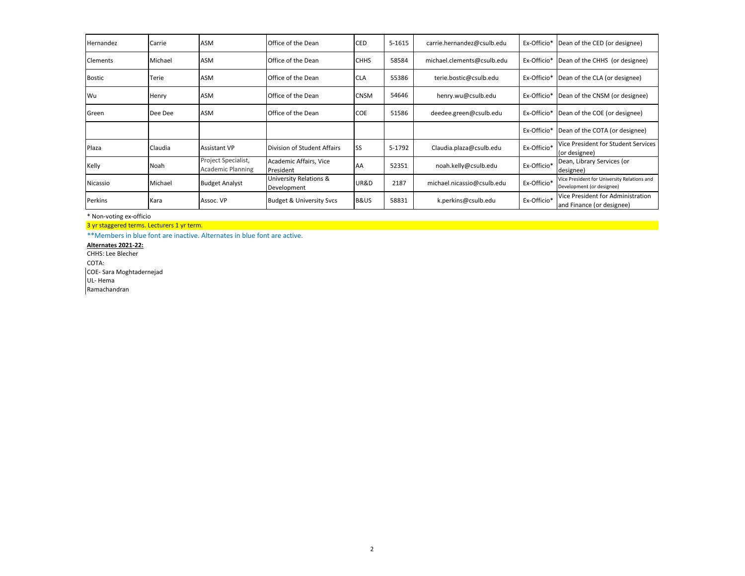| | | | | | | | | |
|---|---|---|---|---|---|---|---|---|
| Hernandez | Carrie | ASM | Office of the Dean | CED | 5-1615 | carrie.hernandez@csulb.edu | Ex-Officio* | Dean of the CED (or designee) |
| Clements | Michael | ASM | Office of the Dean | CHHS | 58584 | michael.clements@csulb.edu | Ex-Officio* | Dean of the CHHS (or designee) |
| Bostic | Terie | ASM | Office of the Dean | CLA | 55386 | terie.bostic@csulb.edu | Ex-Officio* | Dean of the CLA (or designee) |
| Wu | Henry | ASM | Office of the Dean | CNSM | 54646 | henry.wu@csulb.edu | Ex-Officio* | Dean of the CNSM (or designee) |
| Green | Dee Dee | ASM | Office of the Dean | COE | 51586 | deedee.green@csulb.edu | Ex-Officio* | Dean of the COE (or designee) |
| | | | | | | | Ex-Officio* | Dean of the COTA (or designee) |
| Plaza | Claudia | Assistant VP | Division of Student Affairs | SS | 5-1792 | Claudia.plaza@csulb.edu | Ex-Officio* | Vice President for Student Services (or designee) |
| Kelly | Noah | Project Specialist, Academic Planning | Academic Affairs, Vice President | AA | 52351 | noah.kelly@csulb.edu | Ex-Officio* | Dean, Library Services (or designee) |
| Nicassio | Michael | Budget Analyst | University Relations & Development | UR&D | 2187 | michael.nicassio@csulb.edu | Ex-Officio* | Vice President for University Relations and Development (or designee) |
| Perkins | Kara | Assoc. VP | Budget & University Svcs | B&US | 58831 | k.perkins@csulb.edu | Ex-Officio* | Vice President for Administration and Finance (or designee) |

* Non-voting ex-officio

3 yr staggered terms. Lecturers 1 yr term.

**Members in blue font are inactive. Alternates in blue font are active.

**Alternates 2021-22:**

CHHS: Lee Blecher

COTA:

COE- Sara Moghtadernejad

UL- Hema Ramachandran